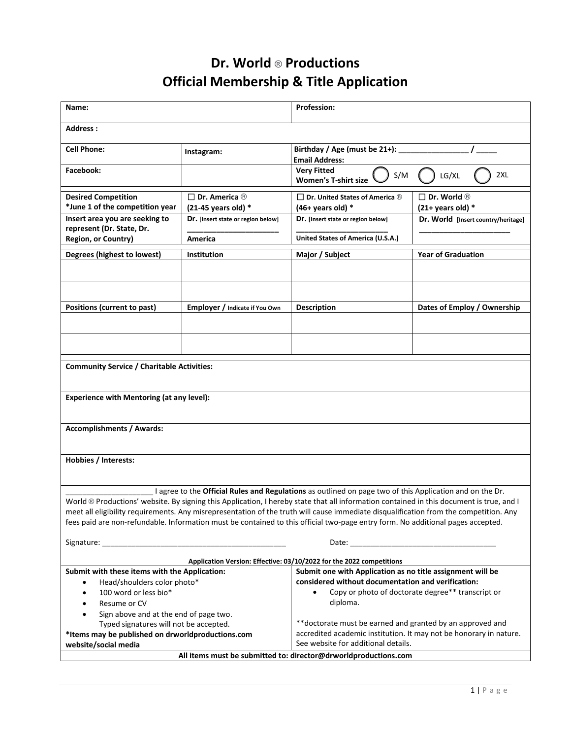# Dr. World ® Productions
## Official Membership & Title Application

| | | | |
|---|---|---|---|
| **Name:** | | **Profession:** | |
| **Address :** | | | |
| **Cell Phone:** | **Instagram:** | **Birthday / Age (must be 21+):** ________________ / _____ **Email Address:** | |
| **Facebook:** | | **Very Fitted Women's T-shirt size** ◯ S/M ◯ LG/XL ◯ 2XL | |
| **Desired Competition** **\*June 1 of the competition year** | ☐ **Dr. America** ® **(21-45 years old) \*** | ☐ **Dr. United States of America** ® **(46+ years old) \*** | ☐ **Dr. World** ® **(21+ years old) \*** |
| **Insert area you are seeking to represent (Dr. State, Dr. Region, or Country)** | **Dr. [Insert state or region below]** ______________________ **America** | **Dr. [Insert state or region below]** ______________________ **United States of America (U.S.A.)** | **Dr. World [Insert country/heritage]** ______________________ |

| **Degrees (highest to lowest)** | **Institution** | **Major / Subject** | **Year of Graduation** |
|---|---|---|---|
| | | | |
| | | | |

| **Positions (current to past)** | **Employer / Indicate if You Own** | **Description** | **Dates of Employ / Ownership** |
|---|---|---|---|
| | | | |
| | | | |

**Community Service / Charitable Activities:**

**Experience with Mentoring (at any level):**

**Accomplishments / Awards:**

**Hobbies / Interests:**

____________________ I agree to the **Official Rules and Regulations** as outlined on page two of this Application and on the Dr. World ® Productions' website. By signing this Application, I hereby state that all information contained in this document is true, and I meet all eligibility requirements. Any misrepresentation of the truth will cause immediate disqualification from the competition. Any fees paid are non-refundable. Information must be contained to this official two-page entry form. No additional pages accepted.

Signature: ____________________________________________ Date: ___________________________________

**Application Version: Effective: 03/10/2022 for the 2022 competitions**

**Submit with these items with the Application:**

- Head/shoulders color photo\*
- 100 word or less bio\*
- Resume or CV
- Sign above and at the end of page two. Typed signatures will not be accepted.

**\*Items may be published on drworldproductions.com website/social media**

**Submit one with Application as no title assignment will be considered without documentation and verification:**

- Copy or photo of doctorate degree\*\* transcript or diploma.

\*\*doctorate must be earned and granted by an approved and accredited academic institution. It may not be honorary in nature. See website for additional details.

**All items must be submitted to: director@drworldproductions.com**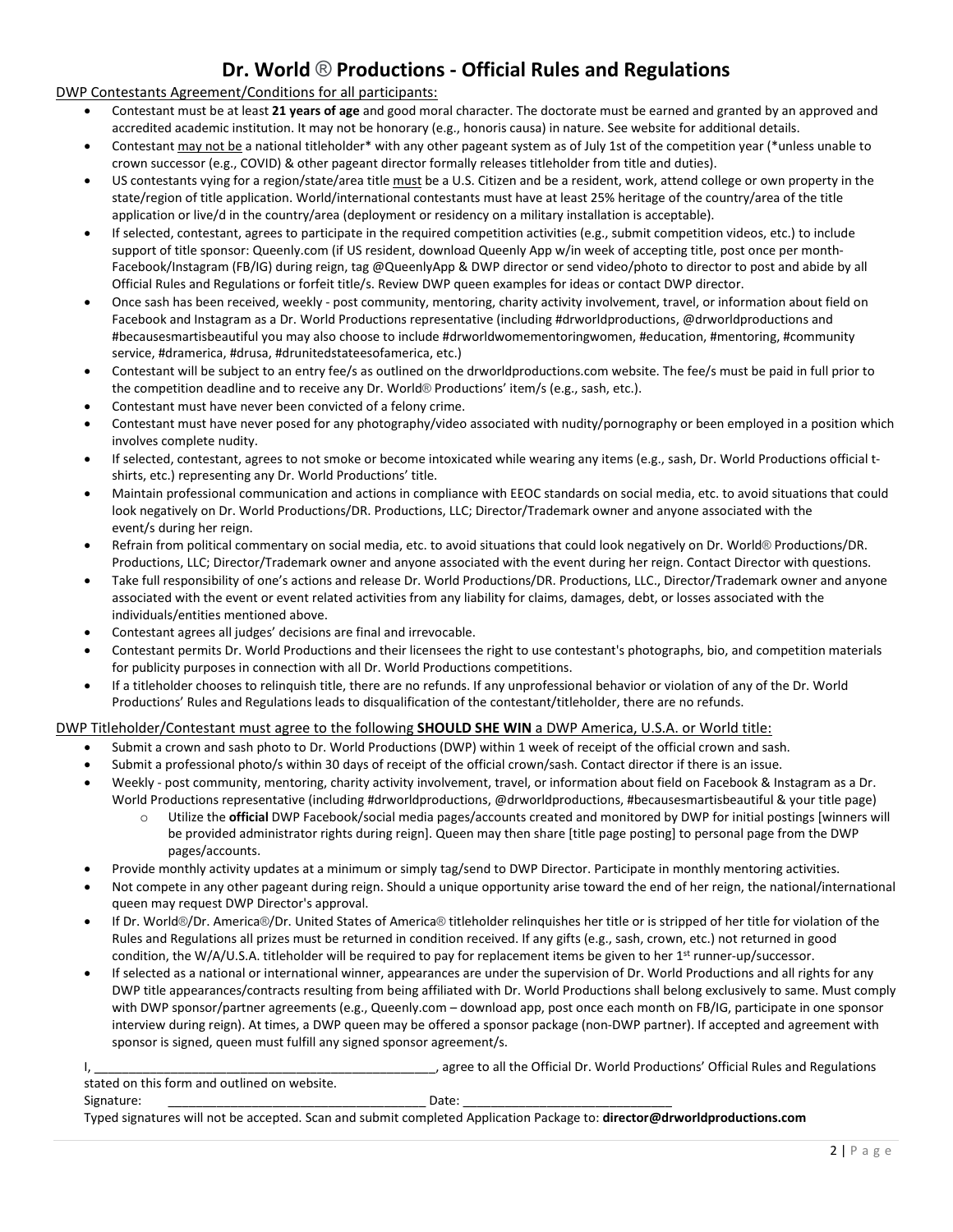// Dr. World Productions Official Rules page
# Dr. World ® Productions - Official Rules and Regulations

DWP Contestants Agreement/Conditions for all participants:

- Contestant must be at least **21 years of age** and good moral character. The doctorate must be earned and granted by an approved and accredited academic institution. It may not be honorary (e.g., honoris causa) in nature. See website for additional details.
- Contestant may not be a national titleholder* with any other pageant system as of July 1st of the competition year (*unless unable to crown successor (e.g., COVID) & other pageant director formally releases titleholder from title and duties).
- US contestants vying for a region/state/area title must be a U.S. Citizen and be a resident, work, attend college or own property in the state/region of title application. World/international contestants must have at least 25% heritage of the country/area of the title application or live/d in the country/area (deployment or residency on a military installation is acceptable).
- If selected, contestant, agrees to participate in the required competition activities (e.g., submit competition videos, etc.) to include support of title sponsor: Queenly.com (if US resident, download Queenly App w/in week of accepting title, post once per month- Facebook/Instagram (FB/IG) during reign, tag @QueenlyApp & DWP director or send video/photo to director to post and abide by all Official Rules and Regulations or forfeit title/s. Review DWP queen examples for ideas or contact DWP director.
- Once sash has been received, weekly - post community, mentoring, charity activity involvement, travel, or information about field on Facebook and Instagram as a Dr. World Productions representative (including #drworldproductions, @drworldproductions and #becausesmartisbeautiful you may also choose to include #drworldwomementoringwomen, #education, #mentoring, #community service, #dramerica, #drusa, #drunitedstateesofamerica, etc.)
- Contestant will be subject to an entry fee/s as outlined on the drworldproductions.com website. The fee/s must be paid in full prior to the competition deadline and to receive any Dr. World® Productions' item/s (e.g., sash, etc.).
- Contestant must have never been convicted of a felony crime.
- Contestant must have never posed for any photography/video associated with nudity/pornography or been employed in a position which involves complete nudity.
- If selected, contestant, agrees to not smoke or become intoxicated while wearing any items (e.g., sash, Dr. World Productions official t-shirts, etc.) representing any Dr. World Productions' title.
- Maintain professional communication and actions in compliance with EEOC standards on social media, etc. to avoid situations that could look negatively on Dr. World Productions/DR. Productions, LLC; Director/Trademark owner and anyone associated with the event/s during her reign.
- Refrain from political commentary on social media, etc. to avoid situations that could look negatively on Dr. World® Productions/DR. Productions, LLC; Director/Trademark owner and anyone associated with the event during her reign. Contact Director with questions.
- Take full responsibility of one's actions and release Dr. World Productions/DR. Productions, LLC., Director/Trademark owner and anyone associated with the event or event related activities from any liability for claims, damages, debt, or losses associated with the individuals/entities mentioned above.
- Contestant agrees all judges' decisions are final and irrevocable.
- Contestant permits Dr. World Productions and their licensees the right to use contestant's photographs, bio, and competition materials for publicity purposes in connection with all Dr. World Productions competitions.
- If a titleholder chooses to relinquish title, there are no refunds. If any unprofessional behavior or violation of any of the Dr. World Productions' Rules and Regulations leads to disqualification of the contestant/titleholder, there are no refunds.

DWP Titleholder/Contestant must agree to the following **SHOULD SHE WIN** a DWP America, U.S.A. or World title:

- Submit a crown and sash photo to Dr. World Productions (DWP) within 1 week of receipt of the official crown and sash.
- Submit a professional photo/s within 30 days of receipt of the official crown/sash. Contact director if there is an issue.
- Weekly - post community, mentoring, charity activity involvement, travel, or information about field on Facebook & Instagram as a Dr. World Productions representative (including #drworldproductions, @drworldproductions, #becausesmartisbeautiful & your title page)
  - Utilize the **official** DWP Facebook/social media pages/accounts created and monitored by DWP for initial postings [winners will be provided administrator rights during reign]. Queen may then share [title page posting] to personal page from the DWP pages/accounts.
- Provide monthly activity updates at a minimum or simply tag/send to DWP Director. Participate in monthly mentoring activities.
- Not compete in any other pageant during reign. Should a unique opportunity arise toward the end of her reign, the national/international queen may request DWP Director's approval.
- If Dr. World®/Dr. America®/Dr. United States of America® titleholder relinquishes her title or is stripped of her title for violation of the Rules and Regulations all prizes must be returned in condition received. If any gifts (e.g., sash, crown, etc.) not returned in good condition, the W/A/U.S.A. titleholder will be required to pay for replacement items be given to her 1st runner-up/successor.
- If selected as a national or international winner, appearances are under the supervision of Dr. World Productions and all rights for any DWP title appearances/contracts resulting from being affiliated with Dr. World Productions shall belong exclusively to same. Must comply with DWP sponsor/partner agreements (e.g., Queenly.com – download app, post once each month on FB/IG, participate in one sponsor interview during reign). At times, a DWP queen may be offered a sponsor package (non-DWP partner). If accepted and agreement with sponsor is signed, queen must fulfill any signed sponsor agreement/s.

I, ________________________________________________, agree to all the Official Dr. World Productions' Official Rules and Regulations stated on this form and outlined on website.

Signature: ____________________________________ Date: _____________________________

Typed signatures will not be accepted. Scan and submit completed Application Package to: **director@drworldproductions.com**